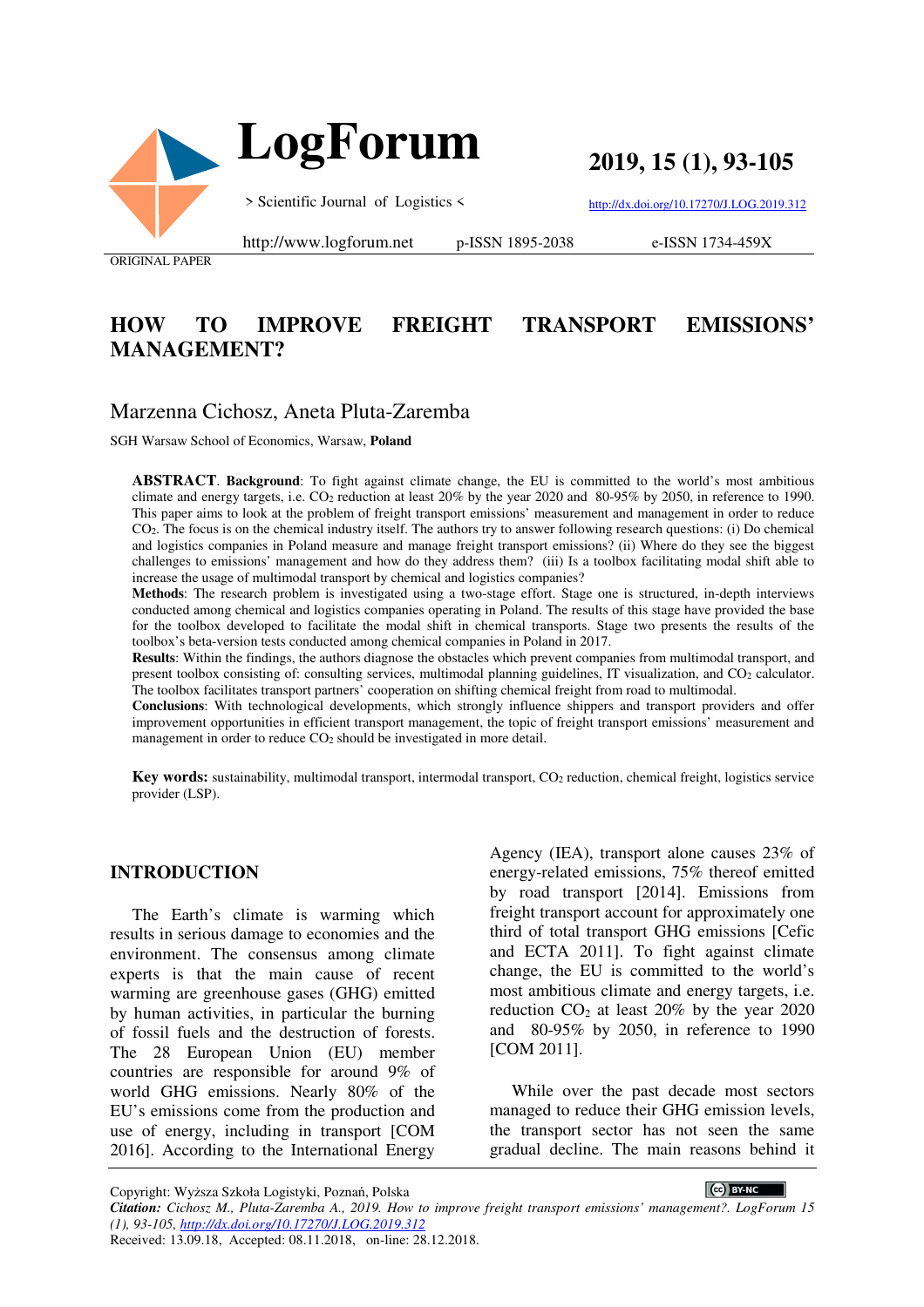# HOW TO IMPROVE FREIGHT TRANSPORT EMISSIONS' MANAGEMENT?

ORIGINAL PAPER

Marzenna Cichosz, Aneta Pluta-Zaremba

SGH Warsaw School of Economics, Warsaw, **Poland**

**ABSTRACT**. **Background**: To fight against climate change, the EU is committed to the world's most ambitious climate and energy targets, i.e. $CO_2$ reduction at least 20% by the year 2020 and 80-95% by 2050, in reference to 1990. This paper aims to look at the problem of freight transport emissions' measurement and management in order to reduce $CO_2$. The focus is on the chemical industry itself. The authors try to answer following research questions: (i) Do chemical and logistics companies in Poland measure and manage freight transport emissions? (ii) Where do they see the biggest challenges to emissions' management and how do they address them? (iii) Is a toolbox facilitating modal shift able to increase the usage of multimodal transport by chemical and logistics companies?

**Methods**: The research problem is investigated using a two-stage effort. Stage one is structured, in-depth interviews conducted among chemical and logistics companies operating in Poland. The results of this stage have provided the base for the toolbox developed to facilitate the modal shift in chemical transports. Stage two presents the results of the toolbox's beta-version tests conducted among chemical companies in Poland in 2017.

**Results**: Within the findings, the authors diagnose the obstacles which prevent companies from multimodal transport, and present toolbox consisting of: consulting services, multimodal planning guidelines, IT visualization, and $CO_2$ calculator. The toolbox facilitates transport partners' cooperation on shifting chemical freight from road to multimodal.

**Conclusions**: With technological developments, which strongly influence shippers and transport providers and offer improvement opportunities in efficient transport management, the topic of freight transport emissions' measurement and management in order to reduce $CO_2$ should be investigated in more detail.

**Key words:** sustainability, multimodal transport, intermodal transport, $CO_2$ reduction, chemical freight, logistics service provider (LSP).

## INTRODUCTION

The Earth's climate is warming which results in serious damage to economies and the environment. The consensus among climate experts is that the main cause of recent warming are greenhouse gases (GHG) emitted by human activities, in particular the burning of fossil fuels and the destruction of forests. The 28 European Union (EU) member countries are responsible for around 9% of world GHG emissions. Nearly 80% of the EU's emissions come from the production and use of energy, including in transport [COM 2016]. According to the International Energy Agency (IEA), transport alone causes 23% of energy-related emissions, 75% thereof emitted by road transport [2014]. Emissions from freight transport account for approximately one third of total transport GHG emissions [Cefic and ECTA 2011]. To fight against climate change, the EU is committed to the world's most ambitious climate and energy targets, i.e. reduction $CO_2$ at least 20% by the year 2020 and 80-95% by 2050, in reference to 1990 [COM 2011].

While over the past decade most sectors managed to reduce their GHG emission levels, the transport sector has not seen the same gradual decline. The main reasons behind it

Copyright: Wyższa Szkoła Logistyki, Poznań, Polska

*Citation: Cichosz M., Pluta-Zaremba A., 2019. How to improve freight transport emissions' management?. LogForum 15 (1), 93-105, http://dx.doi.org/10.17270/J.LOG.2019.312*

Received: 13.09.18, Accepted: 08.11.2018, on-line: 28.12.2018.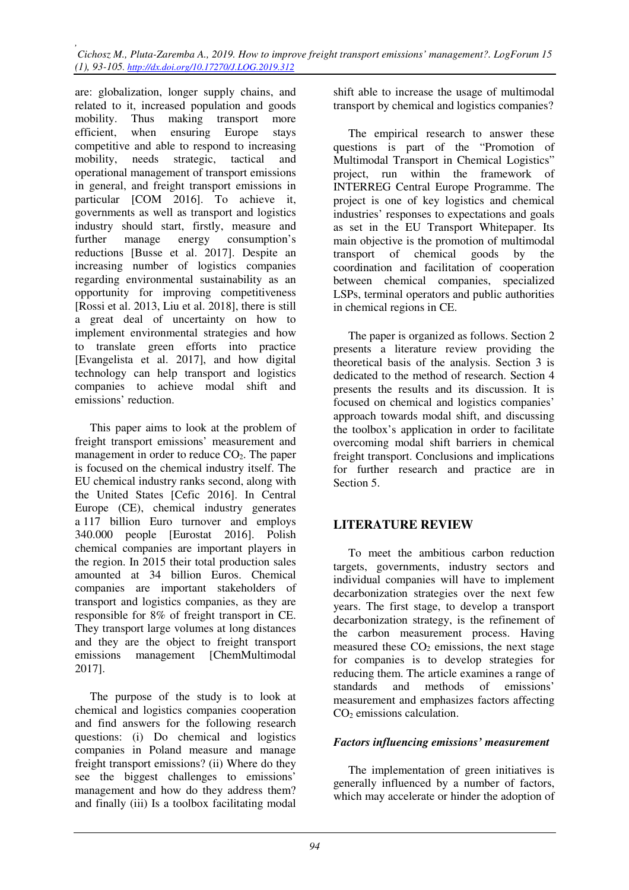are: globalization, longer supply chains, and related to it, increased population and goods mobility. Thus making transport more efficient, when ensuring Europe stays competitive and able to respond to increasing mobility, needs strategic, tactical and operational management of transport emissions in general, and freight transport emissions in particular [COM 2016]. To achieve it, governments as well as transport and logistics industry should start, firstly, measure and further manage energy consumption's reductions [Busse et al. 2017]. Despite an increasing number of logistics companies regarding environmental sustainability as an opportunity for improving competitiveness [Rossi et al. 2013, Liu et al. 2018], there is still a great deal of uncertainty on how to implement environmental strategies and how to translate green efforts into practice [Evangelista et al. 2017], and how digital technology can help transport and logistics companies to achieve modal shift and emissions' reduction.

This paper aims to look at the problem of freight transport emissions' measurement and management in order to reduce $CO_2$. The paper is focused on the chemical industry itself. The EU chemical industry ranks second, along with the United States [Cefic 2016]. In Central Europe (CE), chemical industry generates a 117 billion Euro turnover and employs 340.000 people [Eurostat 2016]. Polish chemical companies are important players in the region. In 2015 their total production sales amounted at 34 billion Euros. Chemical companies are important stakeholders of transport and logistics companies, as they are responsible for 8% of freight transport in CE. They transport large volumes at long distances and they are the object to freight transport emissions management [ChemMultimodal 2017].

The purpose of the study is to look at chemical and logistics companies cooperation and find answers for the following research questions: (i) Do chemical and logistics companies in Poland measure and manage freight transport emissions? (ii) Where do they see the biggest challenges to emissions' management and how do they address them? and finally (iii) Is a toolbox facilitating modal shift able to increase the usage of multimodal transport by chemical and logistics companies?

The empirical research to answer these questions is part of the "Promotion of Multimodal Transport in Chemical Logistics" project, run within the framework of INTERREG Central Europe Programme. The project is one of key logistics and chemical industries' responses to expectations and goals as set in the EU Transport Whitepaper. Its main objective is the promotion of multimodal transport of chemical goods by the coordination and facilitation of cooperation between chemical companies, specialized LSPs, terminal operators and public authorities in chemical regions in CE.

The paper is organized as follows. Section 2 presents a literature review providing the theoretical basis of the analysis. Section 3 is dedicated to the method of research. Section 4 presents the results and its discussion. It is focused on chemical and logistics companies' approach towards modal shift, and discussing the toolbox's application in order to facilitate overcoming modal shift barriers in chemical freight transport. Conclusions and implications for further research and practice are in Section 5.

## LITERATURE REVIEW

To meet the ambitious carbon reduction targets, governments, industry sectors and individual companies will have to implement decarbonization strategies over the next few years. The first stage, to develop a transport decarbonization strategy, is the refinement of the carbon measurement process. Having measured these $CO_2$ emissions, the next stage for companies is to develop strategies for reducing them. The article examines a range of standards and methods of emissions' measurement and emphasizes factors affecting $CO_2$ emissions calculation.

### *Factors influencing emissions' measurement*

The implementation of green initiatives is generally influenced by a number of factors, which may accelerate or hinder the adoption of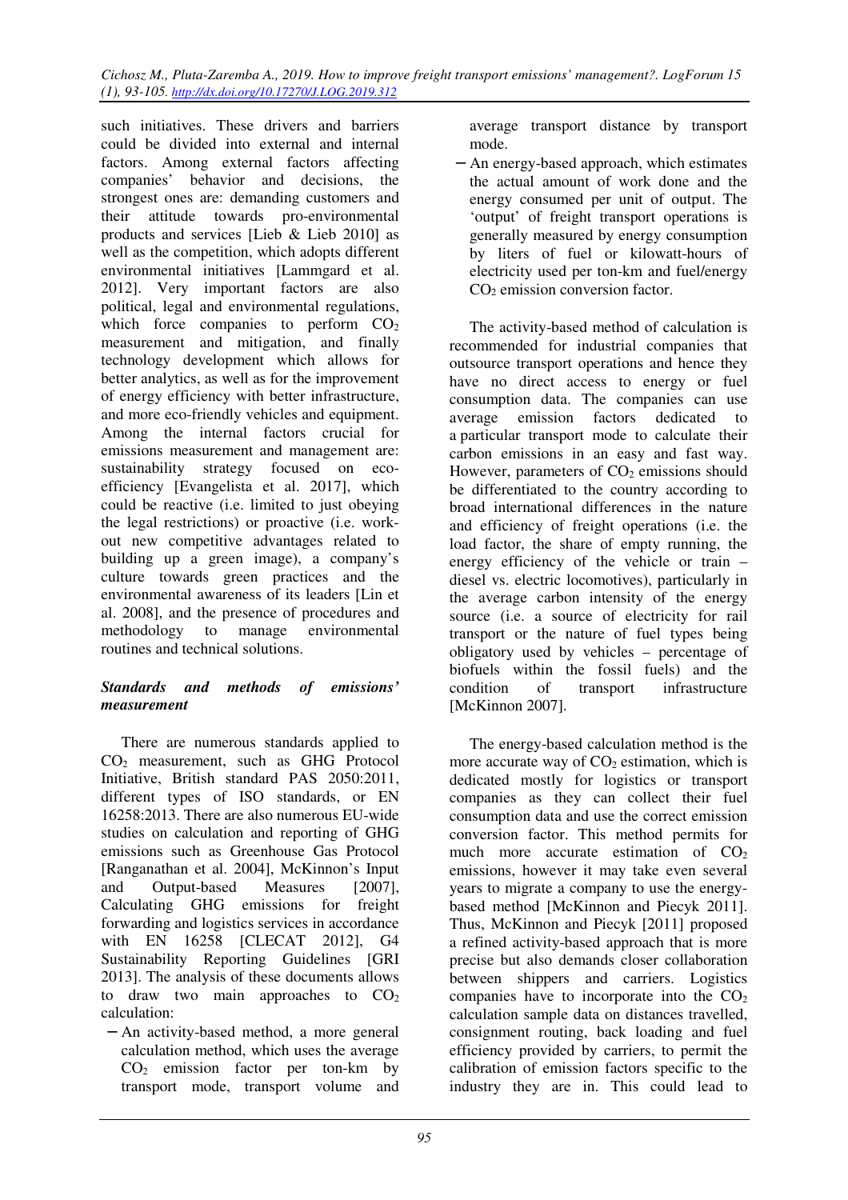such initiatives. These drivers and barriers could be divided into external and internal factors. Among external factors affecting companies' behavior and decisions, the strongest ones are: demanding customers and their attitude towards pro-environmental products and services [Lieb & Lieb 2010] as well as the competition, which adopts different environmental initiatives [Lammgard et al. 2012]. Very important factors are also political, legal and environmental regulations, which force companies to perform $CO_2$ measurement and mitigation, and finally technology development which allows for better analytics, as well as for the improvement of energy efficiency with better infrastructure, and more eco-friendly vehicles and equipment. Among the internal factors crucial for emissions measurement and management are: sustainability strategy focused on eco-efficiency [Evangelista et al. 2017], which could be reactive (i.e. limited to just obeying the legal restrictions) or proactive (i.e. work-out new competitive advantages related to building up a green image), a company's culture towards green practices and the environmental awareness of its leaders [Lin et al. 2008], and the presence of procedures and methodology to manage environmental routines and technical solutions.

### *Standards and methods of emissions' measurement*

There are numerous standards applied to $CO_2$ measurement, such as GHG Protocol Initiative, British standard PAS 2050:2011, different types of ISO standards, or EN 16258:2013. There are also numerous EU-wide studies on calculation and reporting of GHG emissions such as Greenhouse Gas Protocol [Ranganathan et al. 2004], McKinnon's Input and Output-based Measures [2007], Calculating GHG emissions for freight forwarding and logistics services in accordance with EN 16258 [CLECAT 2012], G4 Sustainability Reporting Guidelines [GRI 2013]. The analysis of these documents allows to draw two main approaches to $CO_2$ calculation:

- An activity-based method, a more general calculation method, which uses the average $CO_2$ emission factor per ton-km by transport mode, transport volume and average transport distance by transport mode.
- An energy-based approach, which estimates the actual amount of work done and the energy consumed per unit of output. The 'output' of freight transport operations is generally measured by energy consumption by liters of fuel or kilowatt-hours of electricity used per ton-km and fuel/energy $CO_2$ emission conversion factor.

The activity-based method of calculation is recommended for industrial companies that outsource transport operations and hence they have no direct access to energy or fuel consumption data. The companies can use average emission factors dedicated to a particular transport mode to calculate their carbon emissions in an easy and fast way. However, parameters of $CO_2$ emissions should be differentiated to the country according to broad international differences in the nature and efficiency of freight operations (i.e. the load factor, the share of empty running, the energy efficiency of the vehicle or train – diesel vs. electric locomotives), particularly in the average carbon intensity of the energy source (i.e. a source of electricity for rail transport or the nature of fuel types being obligatory used by vehicles – percentage of biofuels within the fossil fuels) and the condition of transport infrastructure [McKinnon 2007].

The energy-based calculation method is the more accurate way of $CO_2$ estimation, which is dedicated mostly for logistics or transport companies as they can collect their fuel consumption data and use the correct emission conversion factor. This method permits for much more accurate estimation of $CO_2$ emissions, however it may take even several years to migrate a company to use the energy-based method [McKinnon and Piecyk 2011]. Thus, McKinnon and Piecyk [2011] proposed a refined activity-based approach that is more precise but also demands closer collaboration between shippers and carriers. Logistics companies have to incorporate into the $CO_2$ calculation sample data on distances travelled, consignment routing, back loading and fuel efficiency provided by carriers, to permit the calibration of emission factors specific to the industry they are in. This could lead to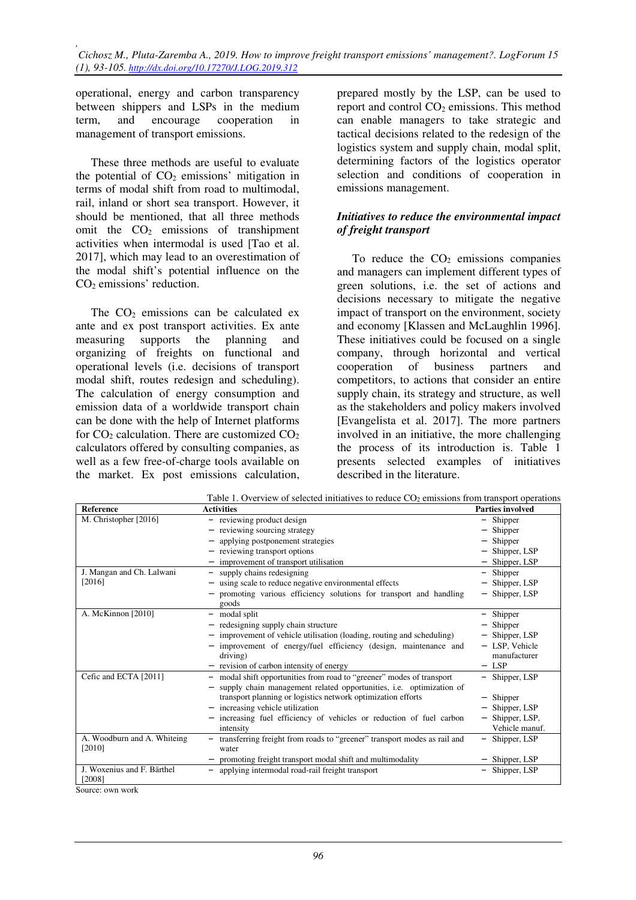operational, energy and carbon transparency between shippers and LSPs in the medium term, and encourage cooperation in management of transport emissions.

These three methods are useful to evaluate the potential of $CO_2$ emissions' mitigation in terms of modal shift from road to multimodal, rail, inland or short sea transport. However, it should be mentioned, that all three methods omit the $CO_2$ emissions of transhipment activities when intermodal is used [Tao et al. 2017], which may lead to an overestimation of the modal shift's potential influence on the $CO_2$ emissions' reduction.

The $CO_2$ emissions can be calculated ex ante and ex post transport activities. Ex ante measuring supports the planning and organizing of freights on functional and operational levels (i.e. decisions of transport modal shift, routes redesign and scheduling). The calculation of energy consumption and emission data of a worldwide transport chain can be done with the help of Internet platforms for $CO_2$ calculation. There are customized $CO_2$ calculators offered by consulting companies, as well as a few free-of-charge tools available on the market. Ex post emissions calculation, prepared mostly by the LSP, can be used to report and control $CO_2$ emissions. This method can enable managers to take strategic and tactical decisions related to the redesign of the logistics system and supply chain, modal split, determining factors of the logistics operator selection and conditions of cooperation in emissions management.

### *Initiatives to reduce the environmental impact of freight transport*

To reduce the $CO_2$ emissions companies and managers can implement different types of green solutions, i.e. the set of actions and decisions necessary to mitigate the negative impact of transport on the environment, society and economy [Klassen and McLaughlin 1996]. These initiatives could be focused on a single company, through horizontal and vertical cooperation of business partners and competitors, to actions that consider an entire supply chain, its strategy and structure, as well as the stakeholders and policy makers involved [Evangelista et al. 2017]. The more partners involved in an initiative, the more challenging the process of its introduction is. Table 1 presents selected examples of initiatives described in the literature.

Table 1. Overview of selected initiatives to reduce $CO_2$ emissions from transport operations

| Reference | Activities | Parties involved |
|---|---|---|
| M. Christopher [2016] | – reviewing product design<br>– reviewing sourcing strategy<br>– applying postponement strategies<br>– reviewing transport options<br>– improvement of transport utilisation | – Shipper<br>– Shipper<br>– Shipper<br>– Shipper, LSP<br>– Shipper, LSP |
| J. Mangan and Ch. Lalwani [2016] | – supply chains redesigning<br>– using scale to reduce negative environmental effects<br>– promoting various efficiency solutions for transport and handling goods | – Shipper<br>– Shipper, LSP<br>– Shipper, LSP |
| A. McKinnon [2010] | – modal split<br>– redesigning supply chain structure<br>– improvement of vehicle utilisation (loading, routing and scheduling)<br>– improvement of energy/fuel efficiency (design, maintenance and driving)<br>– revision of carbon intensity of energy | – Shipper<br>– Shipper<br>– Shipper, LSP<br>– LSP, Vehicle manufacturer<br>– LSP |
| Cefic and ECTA [2011] | – modal shift opportunities from road to "greener" modes of transport<br>– supply chain management related opportunities, i.e. optimization of transport planning or logistics network optimization efforts<br>– increasing vehicle utilization<br>– increasing fuel efficiency of vehicles or reduction of fuel carbon intensity | – Shipper, LSP<br>– Shipper<br>– Shipper, LSP<br>– Shipper, LSP, Vehicle manuf. |
| A. Woodburn and A. Whiteing [2010] | – transferring freight from roads to "greener" transport modes as rail and water<br>– promoting freight transport modal shift and multimodality | – Shipper, LSP<br>– Shipper, LSP |
| J. Woxenius and F. Bärthel [2008] | – applying intermodal road-rail freight transport | – Shipper, LSP |

Source: own work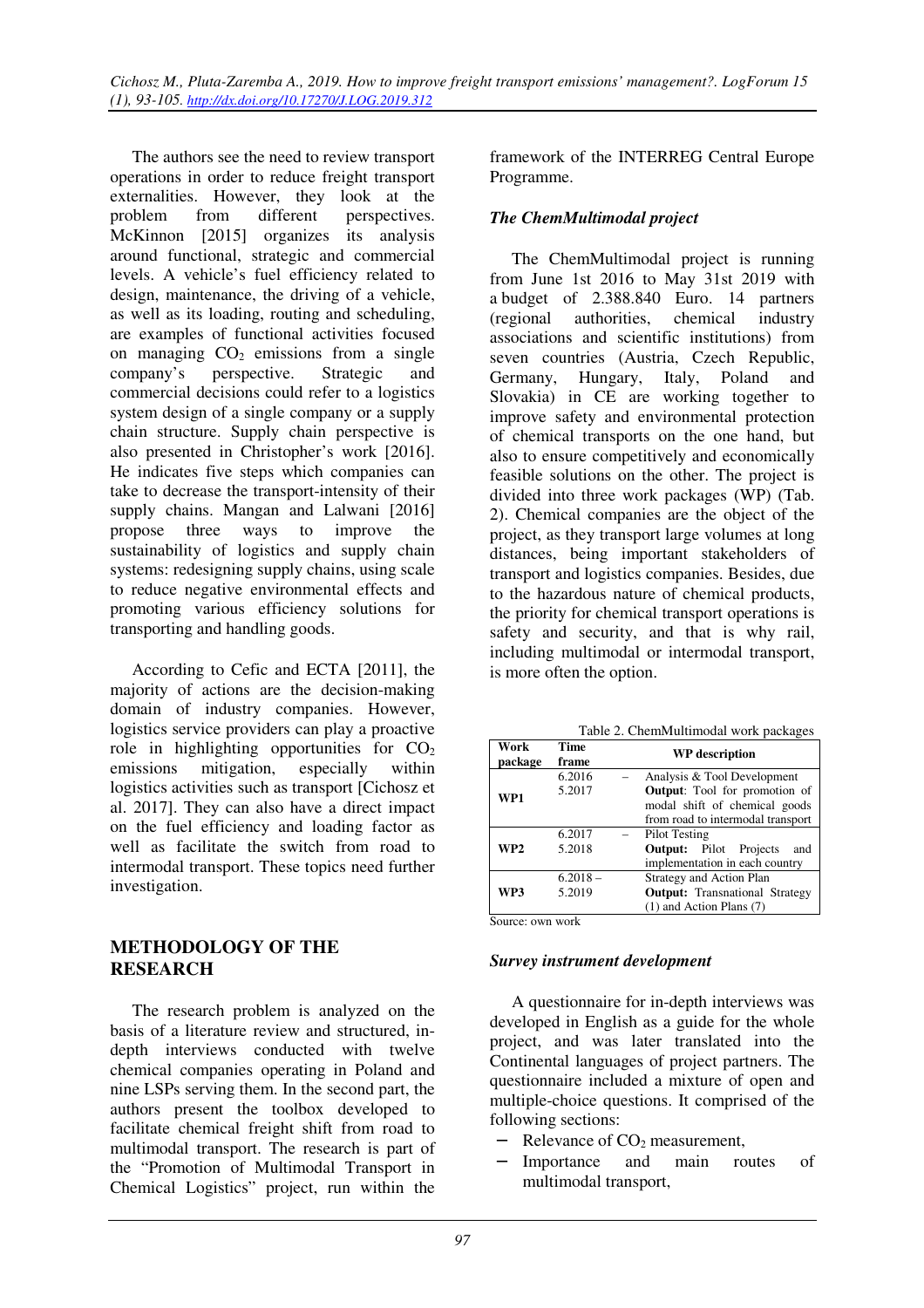The authors see the need to review transport operations in order to reduce freight transport externalities. However, they look at the problem from different perspectives. McKinnon [2015] organizes its analysis around functional, strategic and commercial levels. A vehicle's fuel efficiency related to design, maintenance, the driving of a vehicle, as well as its loading, routing and scheduling, are examples of functional activities focused on managing $CO_2$ emissions from a single company's perspective. Strategic and commercial decisions could refer to a logistics system design of a single company or a supply chain structure. Supply chain perspective is also presented in Christopher's work [2016]. He indicates five steps which companies can take to decrease the transport-intensity of their supply chains. Mangan and Lalwani [2016] propose three ways to improve the sustainability of logistics and supply chain systems: redesigning supply chains, using scale to reduce negative environmental effects and promoting various efficiency solutions for transporting and handling goods.

According to Cefic and ECTA [2011], the majority of actions are the decision-making domain of industry companies. However, logistics service providers can play a proactive role in highlighting opportunities for $CO_2$ emissions mitigation, especially within logistics activities such as transport [Cichosz et al. 2017]. They can also have a direct impact on the fuel efficiency and loading factor as well as facilitate the switch from road to intermodal transport. These topics need further investigation.

## METHODOLOGY OF THE RESEARCH

The research problem is analyzed on the basis of a literature review and structured, in-depth interviews conducted with twelve chemical companies operating in Poland and nine LSPs serving them. In the second part, the authors present the toolbox developed to facilitate chemical freight shift from road to multimodal transport. The research is part of the "Promotion of Multimodal Transport in Chemical Logistics" project, run within the framework of the INTERREG Central Europe Programme.

### *The ChemMultimodal project*

The ChemMultimodal project is running from June 1st 2016 to May 31st 2019 with a budget of 2.388.840 Euro. 14 partners (regional authorities, chemical industry associations and scientific institutions) from seven countries (Austria, Czech Republic, Germany, Hungary, Italy, Poland and Slovakia) in CE are working together to improve safety and environmental protection of chemical transports on the one hand, but also to ensure competitively and economically feasible solutions on the other. The project is divided into three work packages (WP) (Tab. 2). Chemical companies are the object of the project, as they transport large volumes at long distances, being important stakeholders of transport and logistics companies. Besides, due to the hazardous nature of chemical products, the priority for chemical transport operations is safety and security, and that is why rail, including multimodal or intermodal transport, is more often the option.

Table 2. ChemMultimodal work packages

| Work package | Time frame | WP description |
|---|---|---|
| WP1 | 6.2016 – 5.2017 | Analysis & Tool Development<br>**Output**: Tool for promotion of modal shift of chemical goods from road to intermodal transport |
| WP2 | 6.2017 – 5.2018 | Pilot Testing<br>**Output:** Pilot Projects and implementation in each country |
| WP3 | 6.2018 – 5.2019 | Strategy and Action Plan<br>**Output:** Transnational Strategy (1) and Action Plans (7) |

Source: own work

### *Survey instrument development*

A questionnaire for in-depth interviews was developed in English as a guide for the whole project, and was later translated into the Continental languages of project partners. The questionnaire included a mixture of open and multiple-choice questions. It comprised of the following sections:

- Relevance of $CO_2$ measurement,
- Importance and main routes of multimodal transport,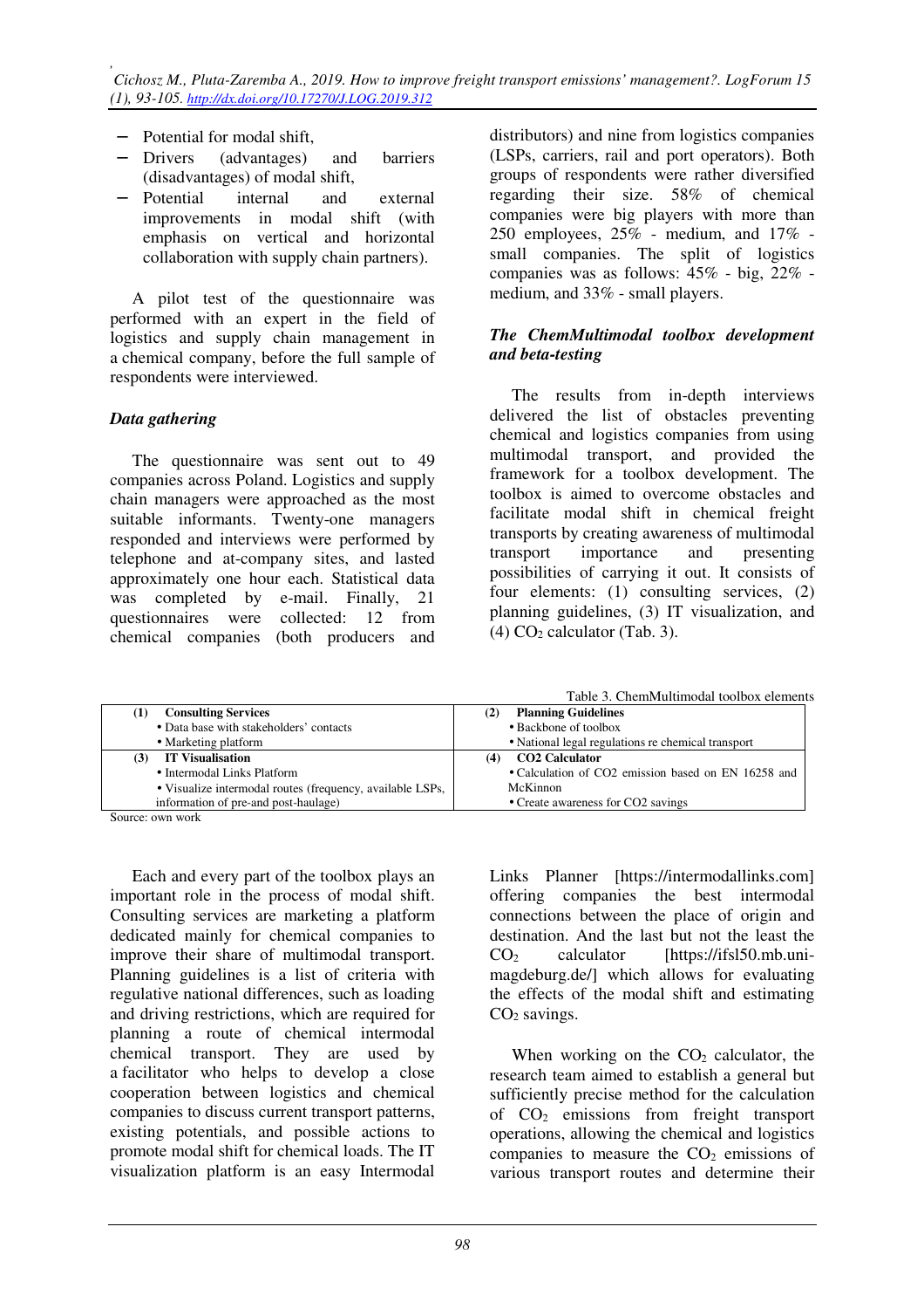- Potential for modal shift,
- Drivers (advantages) and barriers (disadvantages) of modal shift,
- Potential internal and external improvements in modal shift (with emphasis on vertical and horizontal collaboration with supply chain partners).

A pilot test of the questionnaire was performed with an expert in the field of logistics and supply chain management in a chemical company, before the full sample of respondents were interviewed.

### *Data gathering*

The questionnaire was sent out to 49 companies across Poland. Logistics and supply chain managers were approached as the most suitable informants. Twenty-one managers responded and interviews were performed by telephone and at-company sites, and lasted approximately one hour each. Statistical data was completed by e-mail. Finally, 21 questionnaires were collected: 12 from chemical companies (both producers and distributors) and nine from logistics companies (LSPs, carriers, rail and port operators). Both groups of respondents were rather diversified regarding their size. 58% of chemical companies were big players with more than 250 employees, 25% - medium, and 17% - small companies. The split of logistics companies was as follows: 45% - big, 22% - medium, and 33% - small players.

### *The ChemMultimodal toolbox development and beta-testing*

The results from in-depth interviews delivered the list of obstacles preventing chemical and logistics companies from using multimodal transport, and provided the framework for a toolbox development. The toolbox is aimed to overcome obstacles and facilitate modal shift in chemical freight transports by creating awareness of multimodal transport importance and presenting possibilities of carrying it out. It consists of four elements: (1) consulting services, (2) planning guidelines, (3) IT visualization, and (4) $CO_2$ calculator (Tab. 3).

Table 3. ChemMultimodal toolbox elements

| (1) **Consulting Services** | (2) **Planning Guidelines** |
|---|---|
| • Data base with stakeholders' contacts<br>• Marketing platform | • Backbone of toolbox<br>• National legal regulations re chemical transport |
| (3) **IT Visualisation** | (4) **CO2 Calculator** |
| • Intermodal Links Platform<br>• Visualize intermodal routes (frequency, available LSPs, information of pre-and post-haulage) | • Calculation of CO2 emission based on EN 16258 and McKinnon<br>• Create awareness for CO2 savings |

Source: own work

Each and every part of the toolbox plays an important role in the process of modal shift. Consulting services are marketing a platform dedicated mainly for chemical companies to improve their share of multimodal transport. Planning guidelines is a list of criteria with regulative national differences, such as loading and driving restrictions, which are required for planning a route of chemical intermodal chemical transport. They are used by a facilitator who helps to develop a close cooperation between logistics and chemical companies to discuss current transport patterns, existing potentials, and possible actions to promote modal shift for chemical loads. The IT visualization platform is an easy Intermodal Links Planner [https://intermodallinks.com] offering companies the best intermodal connections between the place of origin and destination. And the last but not the least the $CO_2$ calculator [https://ifsl50.mb.uni-magdeburg.de/] which allows for evaluating the effects of the modal shift and estimating $CO_2$ savings.

When working on the $CO_2$ calculator, the research team aimed to establish a general but sufficiently precise method for the calculation of $CO_2$ emissions from freight transport operations, allowing the chemical and logistics companies to measure the $CO_2$ emissions of various transport routes and determine their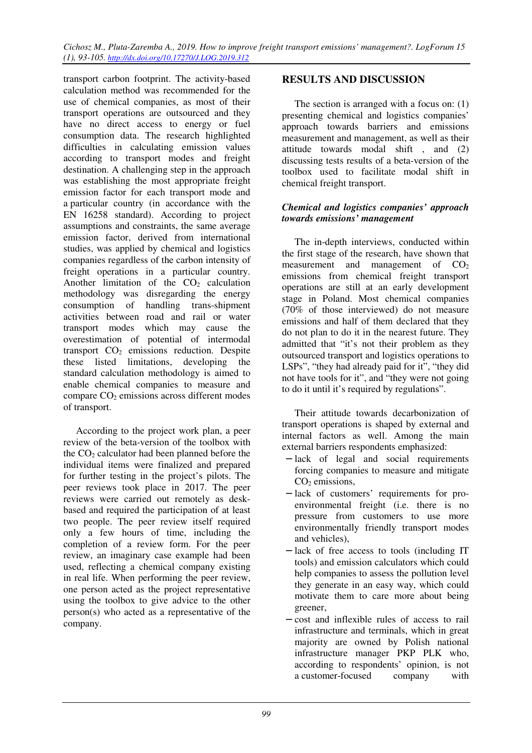transport carbon footprint. The activity-based calculation method was recommended for the use of chemical companies, as most of their transport operations are outsourced and they have no direct access to energy or fuel consumption data. The research highlighted difficulties in calculating emission values according to transport modes and freight destination. A challenging step in the approach was establishing the most appropriate freight emission factor for each transport mode and a particular country (in accordance with the EN 16258 standard). According to project assumptions and constraints, the same average emission factor, derived from international studies, was applied by chemical and logistics companies regardless of the carbon intensity of freight operations in a particular country. Another limitation of the $CO_2$ calculation methodology was disregarding the energy consumption of handling trans-shipment activities between road and rail or water transport modes which may cause the overestimation of potential of intermodal transport $CO_2$ emissions reduction. Despite these listed limitations, developing the standard calculation methodology is aimed to enable chemical companies to measure and compare $CO_2$ emissions across different modes of transport.

According to the project work plan, a peer review of the beta-version of the toolbox with the $CO_2$ calculator had been planned before the individual items were finalized and prepared for further testing in the project's pilots. The peer reviews took place in 2017. The peer reviews were carried out remotely as desk-based and required the participation of at least two people. The peer review itself required only a few hours of time, including the completion of a review form. For the peer review, an imaginary case example had been used, reflecting a chemical company existing in real life. When performing the peer review, one person acted as the project representative using the toolbox to give advice to the other person(s) who acted as a representative of the company.

## RESULTS AND DISCUSSION

The section is arranged with a focus on: (1) presenting chemical and logistics companies' approach towards barriers and emissions measurement and management, as well as their attitude towards modal shift , and (2) discussing tests results of a beta-version of the toolbox used to facilitate modal shift in chemical freight transport.

### *Chemical and logistics companies' approach towards emissions' management*

The in-depth interviews, conducted within the first stage of the research, have shown that measurement and management of $CO_2$ emissions from chemical freight transport operations are still at an early development stage in Poland. Most chemical companies (70% of those interviewed) do not measure emissions and half of them declared that they do not plan to do it in the nearest future. They admitted that "it's not their problem as they outsourced transport and logistics operations to LSPs", "they had already paid for it", "they did not have tools for it", and "they were not going to do it until it's required by regulations".

Their attitude towards decarbonization of transport operations is shaped by external and internal factors as well. Among the main external barriers respondents emphasized:

- lack of legal and social requirements forcing companies to measure and mitigate $CO_2$ emissions,
- lack of customers' requirements for pro-environmental freight (i.e. there is no pressure from customers to use more environmentally friendly transport modes and vehicles),
- lack of free access to tools (including IT tools) and emission calculators which could help companies to assess the pollution level they generate in an easy way, which could motivate them to care more about being greener,
- cost and inflexible rules of access to rail infrastructure and terminals, which in great majority are owned by Polish national infrastructure manager PKP PLK who, according to respondents' opinion, is not a customer-focused company with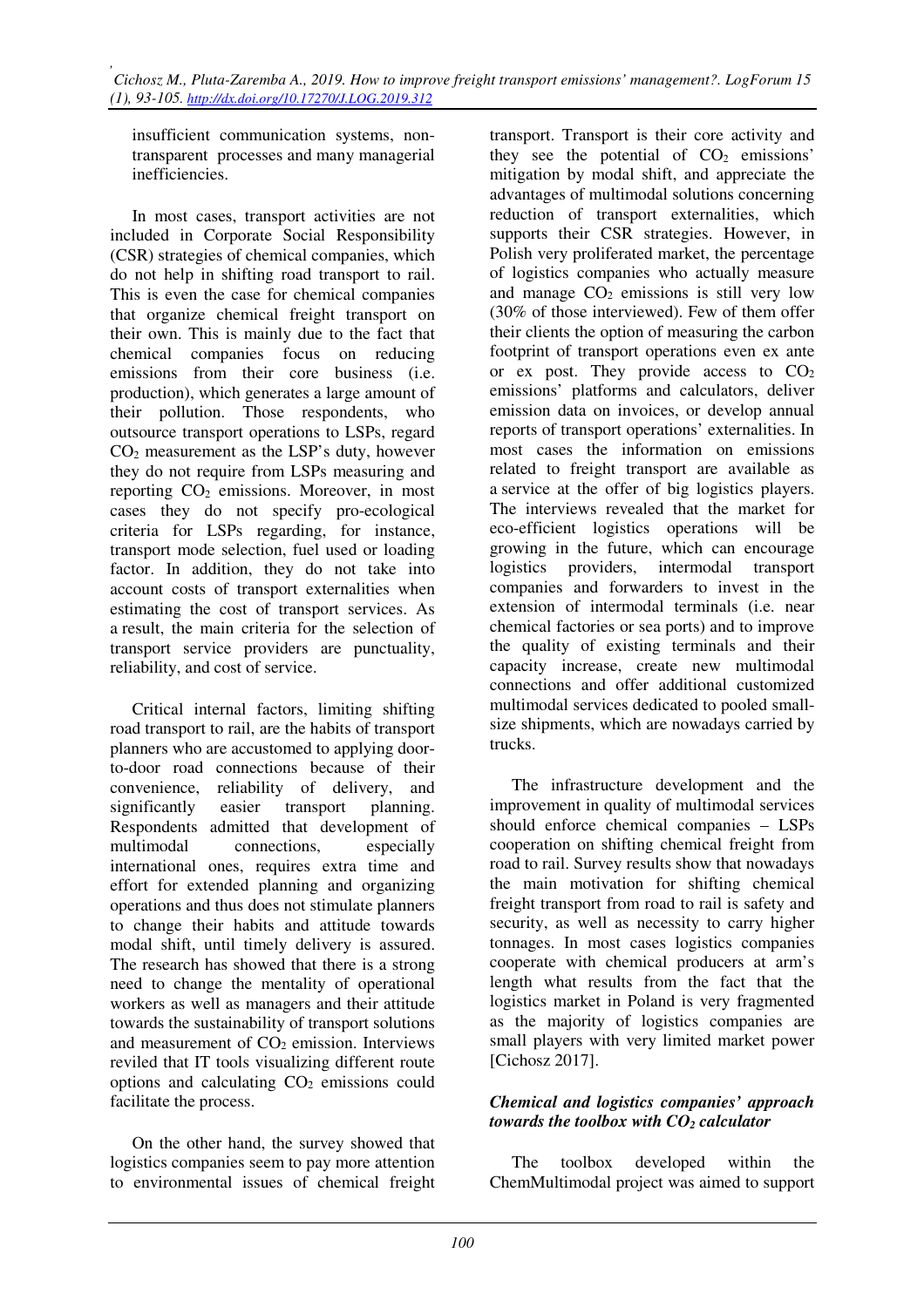insufficient communication systems, non-transparent processes and many managerial inefficiencies.

In most cases, transport activities are not included in Corporate Social Responsibility (CSR) strategies of chemical companies, which do not help in shifting road transport to rail. This is even the case for chemical companies that organize chemical freight transport on their own. This is mainly due to the fact that chemical companies focus on reducing emissions from their core business (i.e. production), which generates a large amount of their pollution. Those respondents, who outsource transport operations to LSPs, regard $CO_2$ measurement as the LSP's duty, however they do not require from LSPs measuring and reporting $CO_2$ emissions. Moreover, in most cases they do not specify pro-ecological criteria for LSPs regarding, for instance, transport mode selection, fuel used or loading factor. In addition, they do not take into account costs of transport externalities when estimating the cost of transport services. As a result, the main criteria for the selection of transport service providers are punctuality, reliability, and cost of service.

Critical internal factors, limiting shifting road transport to rail, are the habits of transport planners who are accustomed to applying door-to-door road connections because of their convenience, reliability of delivery, and significantly easier transport planning. Respondents admitted that development of multimodal connections, especially international ones, requires extra time and effort for extended planning and organizing operations and thus does not stimulate planners to change their habits and attitude towards modal shift, until timely delivery is assured. The research has showed that there is a strong need to change the mentality of operational workers as well as managers and their attitude towards the sustainability of transport solutions and measurement of $CO_2$ emission. Interviews reviled that IT tools visualizing different route options and calculating $CO_2$ emissions could facilitate the process.

On the other hand, the survey showed that logistics companies seem to pay more attention to environmental issues of chemical freight transport. Transport is their core activity and they see the potential of $CO_2$ emissions' mitigation by modal shift, and appreciate the advantages of multimodal solutions concerning reduction of transport externalities, which supports their CSR strategies. However, in Polish very proliferated market, the percentage of logistics companies who actually measure and manage $CO_2$ emissions is still very low (30% of those interviewed). Few of them offer their clients the option of measuring the carbon footprint of transport operations even ex ante or ex post. They provide access to $CO_2$ emissions' platforms and calculators, deliver emission data on invoices, or develop annual reports of transport operations' externalities. In most cases the information on emissions related to freight transport are available as a service at the offer of big logistics players. The interviews revealed that the market for eco-efficient logistics operations will be growing in the future, which can encourage logistics providers, intermodal transport companies and forwarders to invest in the extension of intermodal terminals (i.e. near chemical factories or sea ports) and to improve the quality of existing terminals and their capacity increase, create new multimodal connections and offer additional customized multimodal services dedicated to pooled small-size shipments, which are nowadays carried by trucks.

The infrastructure development and the improvement in quality of multimodal services should enforce chemical companies – LSPs cooperation on shifting chemical freight from road to rail. Survey results show that nowadays the main motivation for shifting chemical freight transport from road to rail is safety and security, as well as necessity to carry higher tonnages. In most cases logistics companies cooperate with chemical producers at arm's length what results from the fact that the logistics market in Poland is very fragmented as the majority of logistics companies are small players with very limited market power [Cichosz 2017].

### *Chemical and logistics companies' approach towards the toolbox with $CO_2$ calculator*

The toolbox developed within the ChemMultimodal project was aimed to support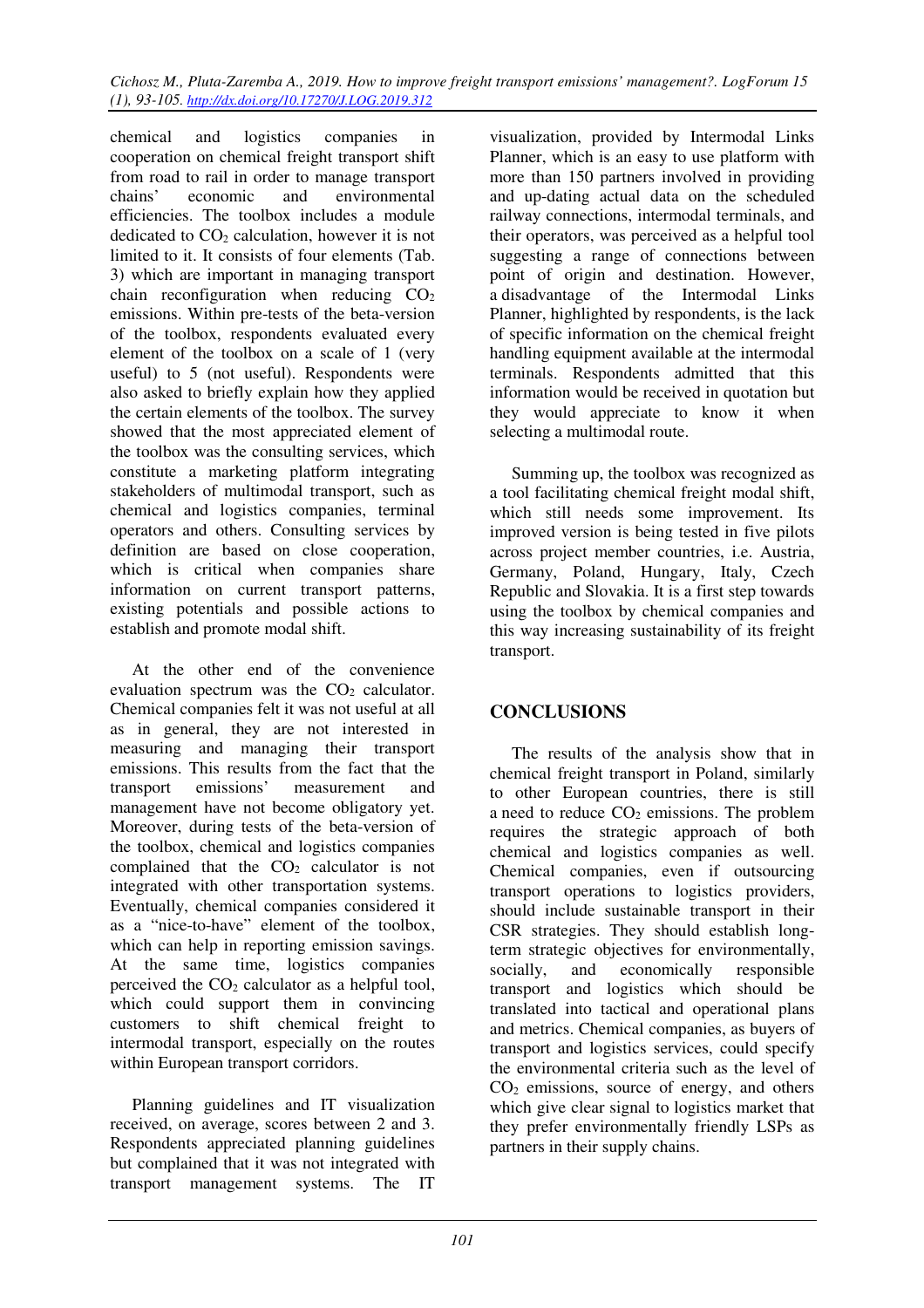chemical and logistics companies in cooperation on chemical freight transport shift from road to rail in order to manage transport chains' economic and environmental efficiencies. The toolbox includes a module dedicated to $CO_2$ calculation, however it is not limited to it. It consists of four elements (Tab. 3) which are important in managing transport chain reconfiguration when reducing $CO_2$ emissions. Within pre-tests of the beta-version of the toolbox, respondents evaluated every element of the toolbox on a scale of 1 (very useful) to 5 (not useful). Respondents were also asked to briefly explain how they applied the certain elements of the toolbox. The survey showed that the most appreciated element of the toolbox was the consulting services, which constitute a marketing platform integrating stakeholders of multimodal transport, such as chemical and logistics companies, terminal operators and others. Consulting services by definition are based on close cooperation, which is critical when companies share information on current transport patterns, existing potentials and possible actions to establish and promote modal shift.

At the other end of the convenience evaluation spectrum was the $CO_2$ calculator. Chemical companies felt it was not useful at all as in general, they are not interested in measuring and managing their transport emissions. This results from the fact that the transport emissions' measurement and management have not become obligatory yet. Moreover, during tests of the beta-version of the toolbox, chemical and logistics companies complained that the $CO_2$ calculator is not integrated with other transportation systems. Eventually, chemical companies considered it as a "nice-to-have" element of the toolbox, which can help in reporting emission savings. At the same time, logistics companies perceived the $CO_2$ calculator as a helpful tool, which could support them in convincing customers to shift chemical freight to intermodal transport, especially on the routes within European transport corridors.

Planning guidelines and IT visualization received, on average, scores between 2 and 3. Respondents appreciated planning guidelines but complained that it was not integrated with transport management systems. The IT visualization, provided by Intermodal Links Planner, which is an easy to use platform with more than 150 partners involved in providing and up-dating actual data on the scheduled railway connections, intermodal terminals, and their operators, was perceived as a helpful tool suggesting a range of connections between point of origin and destination. However, a disadvantage of the Intermodal Links Planner, highlighted by respondents, is the lack of specific information on the chemical freight handling equipment available at the intermodal terminals. Respondents admitted that this information would be received in quotation but they would appreciate to know it when selecting a multimodal route.

Summing up, the toolbox was recognized as a tool facilitating chemical freight modal shift, which still needs some improvement. Its improved version is being tested in five pilots across project member countries, i.e. Austria, Germany, Poland, Hungary, Italy, Czech Republic and Slovakia. It is a first step towards using the toolbox by chemical companies and this way increasing sustainability of its freight transport.

## CONCLUSIONS

The results of the analysis show that in chemical freight transport in Poland, similarly to other European countries, there is still a need to reduce $CO_2$ emissions. The problem requires the strategic approach of both chemical and logistics companies as well. Chemical companies, even if outsourcing transport operations to logistics providers, should include sustainable transport in their CSR strategies. They should establish long-term strategic objectives for environmentally, socially, and economically responsible transport and logistics which should be translated into tactical and operational plans and metrics. Chemical companies, as buyers of transport and logistics services, could specify the environmental criteria such as the level of $CO_2$ emissions, source of energy, and others which give clear signal to logistics market that they prefer environmentally friendly LSPs as partners in their supply chains.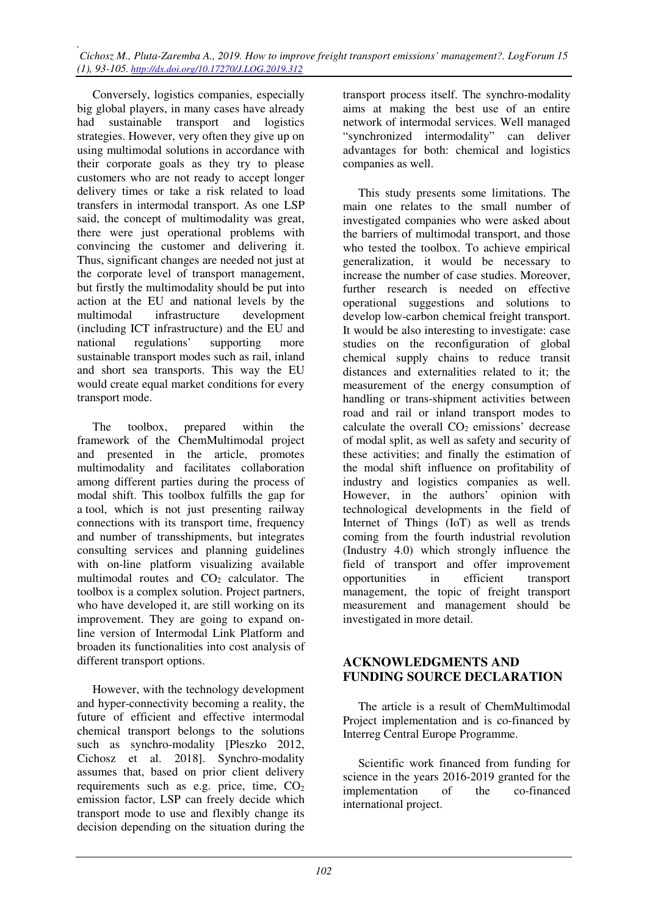Conversely, logistics companies, especially big global players, in many cases have already had sustainable transport and logistics strategies. However, very often they give up on using multimodal solutions in accordance with their corporate goals as they try to please customers who are not ready to accept longer delivery times or take a risk related to load transfers in intermodal transport. As one LSP said, the concept of multimodality was great, there were just operational problems with convincing the customer and delivering it. Thus, significant changes are needed not just at the corporate level of transport management, but firstly the multimodality should be put into action at the EU and national levels by the multimodal infrastructure development (including ICT infrastructure) and the EU and national regulations' supporting more sustainable transport modes such as rail, inland and short sea transports. This way the EU would create equal market conditions for every transport mode.

The toolbox, prepared within the framework of the ChemMultimodal project and presented in the article, promotes multimodality and facilitates collaboration among different parties during the process of modal shift. This toolbox fulfills the gap for a tool, which is not just presenting railway connections with its transport time, frequency and number of transshipments, but integrates consulting services and planning guidelines with on-line platform visualizing available multimodal routes and $CO_2$ calculator. The toolbox is a complex solution. Project partners, who have developed it, are still working on its improvement. They are going to expand on-line version of Intermodal Link Platform and broaden its functionalities into cost analysis of different transport options.

However, with the technology development and hyper-connectivity becoming a reality, the future of efficient and effective intermodal chemical transport belongs to the solutions such as synchro-modality [Pleszko 2012, Cichosz et al. 2018]. Synchro-modality assumes that, based on prior client delivery requirements such as e.g. price, time, $CO_2$ emission factor, LSP can freely decide which transport mode to use and flexibly change its decision depending on the situation during the transport process itself. The synchro-modality aims at making the best use of an entire network of intermodal services. Well managed "synchronized intermodality" can deliver advantages for both: chemical and logistics companies as well.

This study presents some limitations. The main one relates to the small number of investigated companies who were asked about the barriers of multimodal transport, and those who tested the toolbox. To achieve empirical generalization, it would be necessary to increase the number of case studies. Moreover, further research is needed on effective operational suggestions and solutions to develop low-carbon chemical freight transport. It would be also interesting to investigate: case studies on the reconfiguration of global chemical supply chains to reduce transit distances and externalities related to it; the measurement of the energy consumption of handling or trans-shipment activities between road and rail or inland transport modes to calculate the overall $CO_2$ emissions' decrease of modal split, as well as safety and security of these activities; and finally the estimation of the modal shift influence on profitability of industry and logistics companies as well. However, in the authors' opinion with technological developments in the field of Internet of Things (IoT) as well as trends coming from the fourth industrial revolution (Industry 4.0) which strongly influence the field of transport and offer improvement opportunities in efficient transport management, the topic of freight transport measurement and management should be investigated in more detail.

## ACKNOWLEDGMENTS AND FUNDING SOURCE DECLARATION

The article is a result of ChemMultimodal Project implementation and is co-financed by Interreg Central Europe Programme.

Scientific work financed from funding for science in the years 2016-2019 granted for the implementation of the co-financed international project.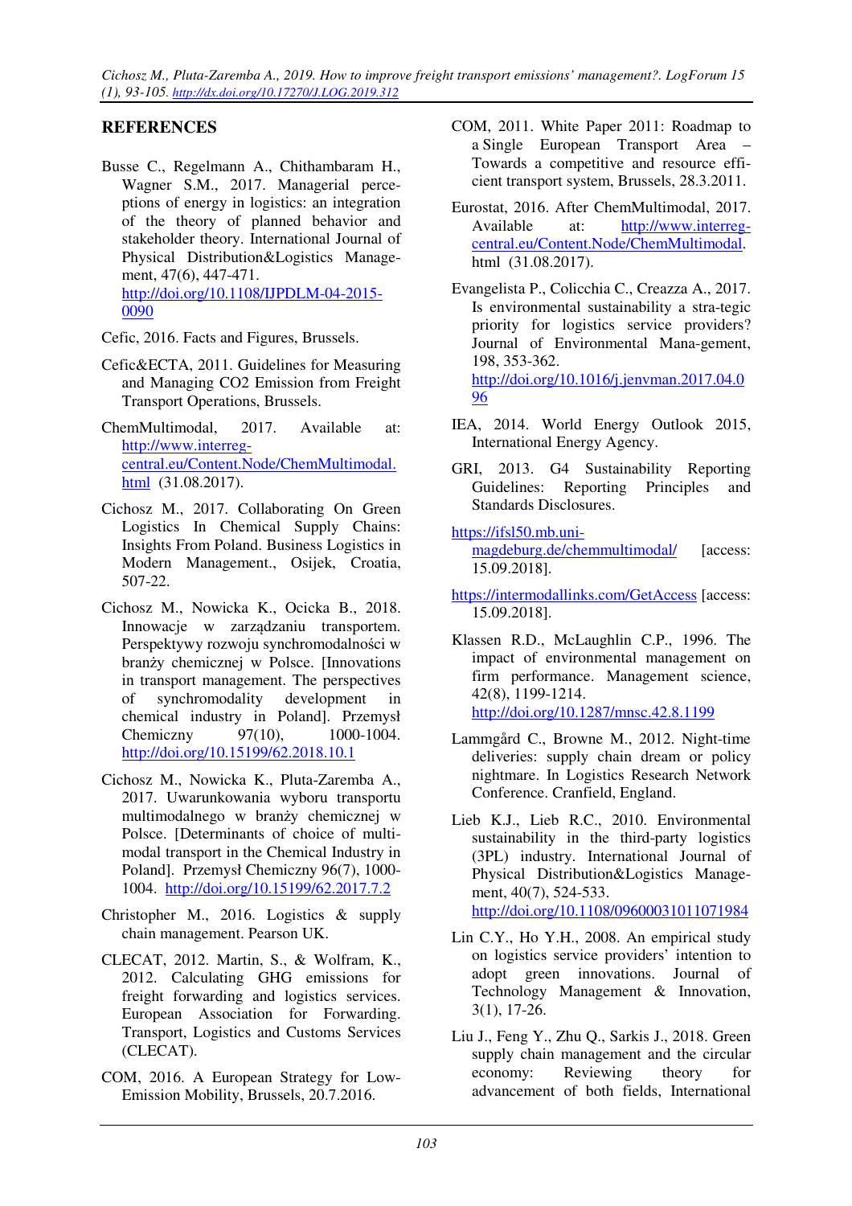## REFERENCES

Busse C., Regelmann A., Chithambaram H., Wagner S.M., 2017. Managerial perceptions of energy in logistics: an integration of the theory of planned behavior and stakeholder theory. International Journal of Physical Distribution&Logistics Management, 47(6), 447-471. http://doi.org/10.1108/IJPDLM-04-2015-0090

Cefic, 2016. Facts and Figures, Brussels.

Cefic&ECTA, 2011. Guidelines for Measuring and Managing CO2 Emission from Freight Transport Operations, Brussels.

ChemMultimodal, 2017. Available at: http://www.interreg-central.eu/Content.Node/ChemMultimodal.html (31.08.2017).

Cichosz M., 2017. Collaborating On Green Logistics In Chemical Supply Chains: Insights From Poland. Business Logistics in Modern Management., Osijek, Croatia, 507-22.

Cichosz M., Nowicka K., Ocicka B., 2018. Innowacje w zarządzaniu transportem. Perspektywy rozwoju synchromodalności w branży chemicznej w Polsce. [Innovations in transport management. The perspectives of synchromodality development in chemical industry in Poland]. Przemysł Chemiczny 97(10), 1000-1004. http://doi.org/10.15199/62.2018.10.1

Cichosz M., Nowicka K., Pluta-Zaremba A., 2017. Uwarunkowania wyboru transportu multimodalnego w branży chemicznej w Polsce. [Determinants of choice of multi-modal transport in the Chemical Industry in Poland]. Przemysł Chemiczny 96(7), 1000-1004. http://doi.org/10.15199/62.2017.7.2

Christopher M., 2016. Logistics & supply chain management. Pearson UK.

CLECAT, 2012. Martin, S., & Wolfram, K., 2012. Calculating GHG emissions for freight forwarding and logistics services. European Association for Forwarding. Transport, Logistics and Customs Services (CLECAT).

COM, 2016. A European Strategy for Low-Emission Mobility, Brussels, 20.7.2016.

COM, 2011. White Paper 2011: Roadmap to a Single European Transport Area – Towards a competitive and resource efficient transport system, Brussels, 28.3.2011.

Eurostat, 2016. After ChemMultimodal, 2017. Available at: http://www.interreg-central.eu/Content.Node/ChemMultimodal.html (31.08.2017).

Evangelista P., Colicchia C., Creazza A., 2017. Is environmental sustainability a stra-tegic priority for logistics service providers? Journal of Environmental Mana-gement, 198, 353-362. http://doi.org/10.1016/j.jenvman.2017.04.096

IEA, 2014. World Energy Outlook 2015, International Energy Agency.

GRI, 2013. G4 Sustainability Reporting Guidelines: Reporting Principles and Standards Disclosures.

https://ifsl50.mb.uni-magdeburg.de/chemmultimodal/ [access: 15.09.2018].

https://intermodallinks.com/GetAccess [access: 15.09.2018].

Klassen R.D., McLaughlin C.P., 1996. The impact of environmental management on firm performance. Management science, 42(8), 1199-1214. http://doi.org/10.1287/mnsc.42.8.1199

Lammgård C., Browne M., 2012. Night-time deliveries: supply chain dream or policy nightmare. In Logistics Research Network Conference. Cranfield, England.

Lieb K.J., Lieb R.C., 2010. Environmental sustainability in the third-party logistics (3PL) industry. International Journal of Physical Distribution&Logistics Management, 40(7), 524-533. http://doi.org/10.1108/09600031011071984

Lin C.Y., Ho Y.H., 2008. An empirical study on logistics service providers' intention to adopt green innovations. Journal of Technology Management & Innovation, 3(1), 17-26.

Liu J., Feng Y., Zhu Q., Sarkis J., 2018. Green supply chain management and the circular economy: Reviewing theory for advancement of both fields, International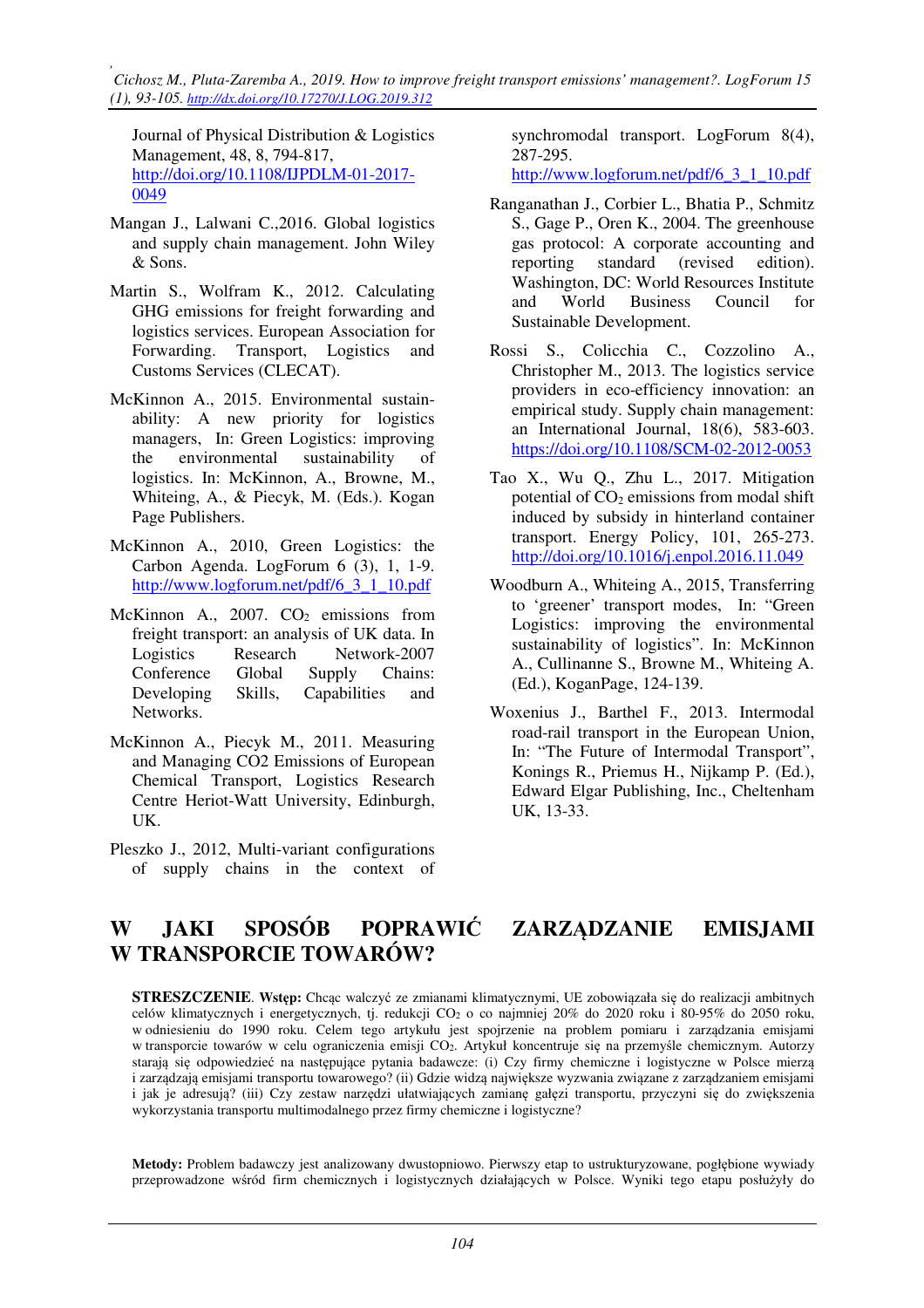Journal of Physical Distribution & Logistics Management, 48, 8, 794-817, http://doi.org/10.1108/IJPDLM-01-2017-0049

Mangan J., Lalwani C.,2016. Global logistics and supply chain management. John Wiley & Sons.

Martin S., Wolfram K., 2012. Calculating GHG emissions for freight forwarding and logistics services. European Association for Forwarding. Transport, Logistics and Customs Services (CLECAT).

McKinnon A., 2015. Environmental sustainability: A new priority for logistics managers, In: Green Logistics: improving the environmental sustainability of logistics. In: McKinnon, A., Browne, M., Whiteing, A., & Piecyk, M. (Eds.). Kogan Page Publishers.

McKinnon A., 2010, Green Logistics: the Carbon Agenda. LogForum 6 (3), 1, 1-9. http://www.logforum.net/pdf/6_3_1_10.pdf

McKinnon A., 2007. $CO_2$ emissions from freight transport: an analysis of UK data. In Logistics Research Network-2007 Conference Global Supply Chains: Developing Skills, Capabilities and Networks.

McKinnon A., Piecyk M., 2011. Measuring and Managing CO2 Emissions of European Chemical Transport, Logistics Research Centre Heriot-Watt University, Edinburgh, UK.

Pleszko J., 2012, Multi-variant configurations of supply chains in the context of synchromodal transport. LogForum 8(4), 287-295. http://www.logforum.net/pdf/6_3_1_10.pdf

Ranganathan J., Corbier L., Bhatia P., Schmitz S., Gage P., Oren K., 2004. The greenhouse gas protocol: A corporate accounting and reporting standard (revised edition). Washington, DC: World Resources Institute and World Business Council for Sustainable Development.

Rossi S., Colicchia C., Cozzolino A., Christopher M., 2013. The logistics service providers in eco-efficiency innovation: an empirical study. Supply chain management: an International Journal, 18(6), 583-603. https://doi.org/10.1108/SCM-02-2012-0053

Tao X., Wu Q., Zhu L., 2017. Mitigation potential of $CO_2$ emissions from modal shift induced by subsidy in hinterland container transport. Energy Policy, 101, 265-273. http://doi.org/10.1016/j.enpol.2016.11.049

Woodburn A., Whiteing A., 2015, Transferring to 'greener' transport modes, In: "Green Logistics: improving the environmental sustainability of logistics". In: McKinnon A., Cullinanne S., Browne M., Whiteing A. (Ed.), KoganPage, 124-139.

Woxenius J., Barthel F., 2013. Intermodal road-rail transport in the European Union, In: "The Future of Intermodal Transport", Konings R., Priemus H., Nijkamp P. (Ed.), Edward Elgar Publishing, Inc., Cheltenham UK, 13-33.

# W JAKI SPOSÓB POPRAWIĆ ZARZĄDZANIE EMISJAMI W TRANSPORCIE TOWARÓW?

**STRESZCZENIE**. **Wstęp:** Chcąc walczyć ze zmianami klimatycznymi, UE zobowiązała się do realizacji ambitnych celów klimatycznych i energetycznych, tj. redukcji $CO_2$ o co najmniej 20% do 2020 roku i 80-95% do 2050 roku, w odniesieniu do 1990 roku. Celem tego artykułu jest spojrzenie na problem pomiaru i zarządzania emisjami w transporcie towarów w celu ograniczenia emisji $CO_2$. Artykuł koncentruje się na przemyśle chemicznym. Autorzy starają się odpowiedzieć na następujące pytania badawcze: (i) Czy firmy chemiczne i logistyczne w Polsce mierzą i zarządzają emisjami transportu towarowego? (ii) Gdzie widzą największe wyzwania związane z zarządzaniem emisjami i jak je adresują? (iii) Czy zestaw narzędzi ułatwiających zamianę gałęzi transportu, przyczyni się do zwiększenia wykorzystania transportu multimodalnego przez firmy chemiczne i logistyczne?

**Metody:** Problem badawczy jest analizowany dwustopniowo. Pierwszy etap to ustrukturyzowane, pogłębione wywiady przeprowadzone wśród firm chemicznych i logistycznych działających w Polsce. Wyniki tego etapu posłużyły do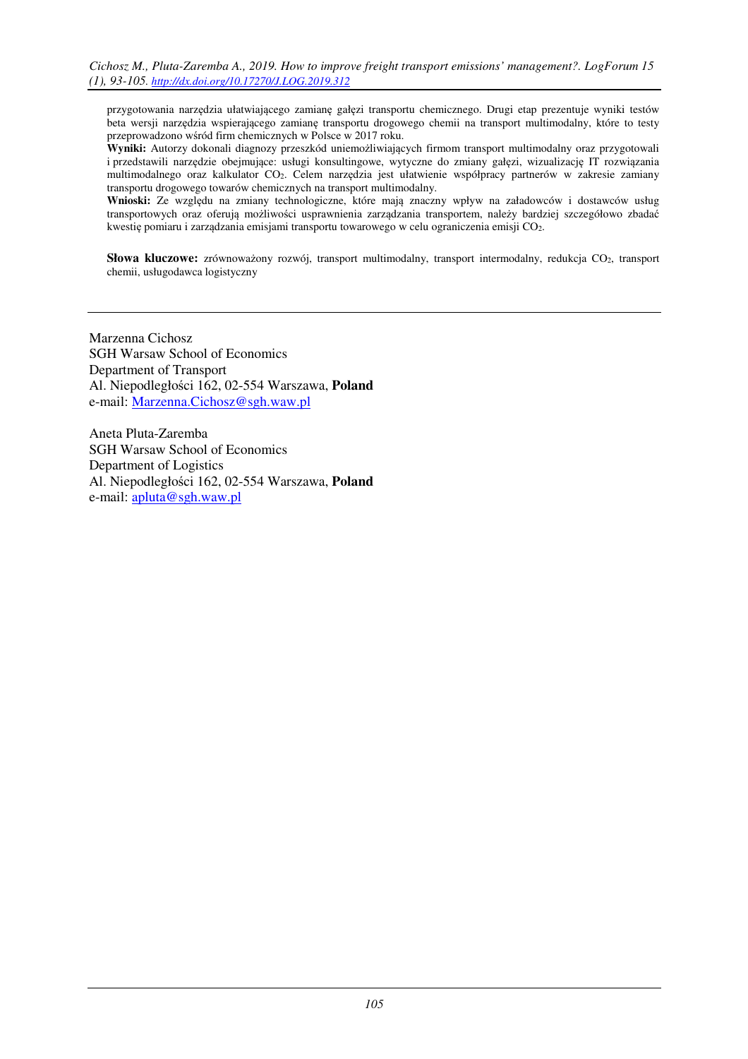przygotowania narzędzia ułatwiającego zamianę gałęzi transportu chemicznego. Drugi etap prezentuje wyniki testów beta wersji narzędzia wspierającego zamianę transportu drogowego chemii na transport multimodalny, które to testy przeprowadzono wśród firm chemicznych w Polsce w 2017 roku.

**Wyniki:** Autorzy dokonali diagnozy przeszkód uniemożliwiających firmom transport multimodalny oraz przygotowali i przedstawili narzędzie obejmujące: usługi konsultingowe, wytyczne do zmiany gałęzi, wizualizację IT rozwiązania multimodalnego oraz kalkulator $CO_2$. Celem narzędzia jest ułatwienie współpracy partnerów w zakresie zamiany transportu drogowego towarów chemicznych na transport multimodalny.

**Wnioski:** Ze względu na zmiany technologiczne, które mają znaczny wpływ na załadowców i dostawców usług transportowych oraz oferują możliwości usprawnienia zarządzania transportem, należy bardziej szczegółowo zbadać kwestię pomiaru i zarządzania emisjami transportu towarowego w celu ograniczenia emisji $CO_2$.

**Słowa kluczowe:** zrównoważony rozwój, transport multimodalny, transport intermodalny, redukcja $CO_2$, transport chemii, usługodawca logistyczny

---

Marzenna Cichosz
SGH Warsaw School of Economics
Department of Transport
Al. Niepodległości 162, 02-554 Warszawa, **Poland**
e-mail: Marzenna.Cichosz@sgh.waw.pl

Aneta Pluta-Zaremba
SGH Warsaw School of Economics
Department of Logistics
Al. Niepodległości 162, 02-554 Warszawa, **Poland**
e-mail: apluta@sgh.waw.pl